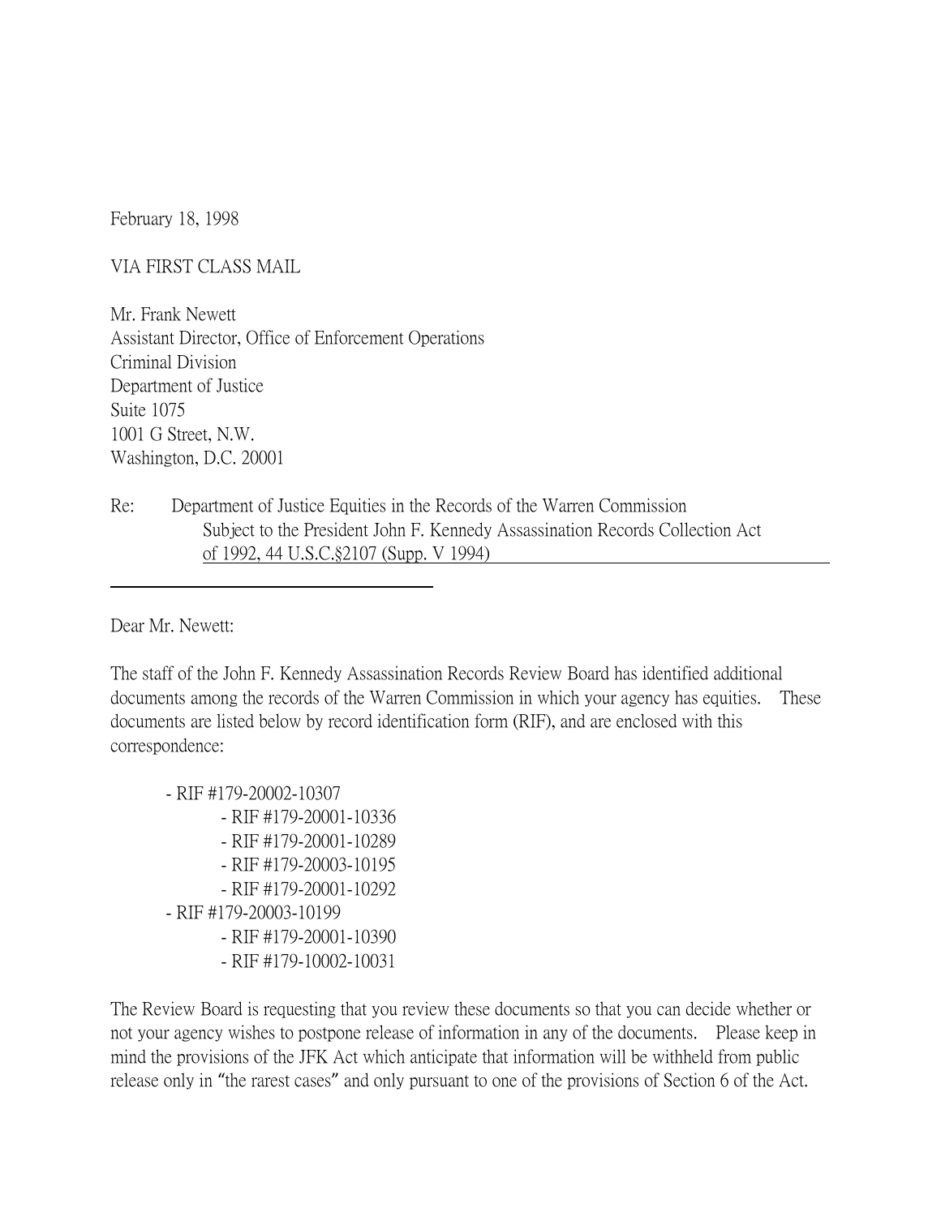February 18, 1998

VIA FIRST CLASS MAIL

Mr. Frank Newett
Assistant Director, Office of Enforcement Operations
Criminal Division
Department of Justice
Suite 1075
1001 G Street, N.W.
Washington, D.C. 20001

Re: Department of Justice Equities in the Records of the Warren Commission Subject to the President John F. Kennedy Assassination Records Collection Act of 1992, 44 U.S.C.§2107 (Supp. V 1994)

Dear Mr. Newett:

The staff of the John F. Kennedy Assassination Records Review Board has identified additional documents among the records of the Warren Commission in which your agency has equities. These documents are listed below by record identification form (RIF), and are enclosed with this correspondence:

- RIF #179-20002-10307
  - RIF #179-20001-10336
  - RIF #179-20001-10289
  - RIF #179-20003-10195
  - RIF #179-20001-10292
- RIF #179-20003-10199
  - RIF #179-20001-10390
  - RIF #179-10002-10031

The Review Board is requesting that you review these documents so that you can decide whether or not your agency wishes to postpone release of information in any of the documents. Please keep in mind the provisions of the JFK Act which anticipate that information will be withheld from public release only in "the rarest cases" and only pursuant to one of the provisions of Section 6 of the Act.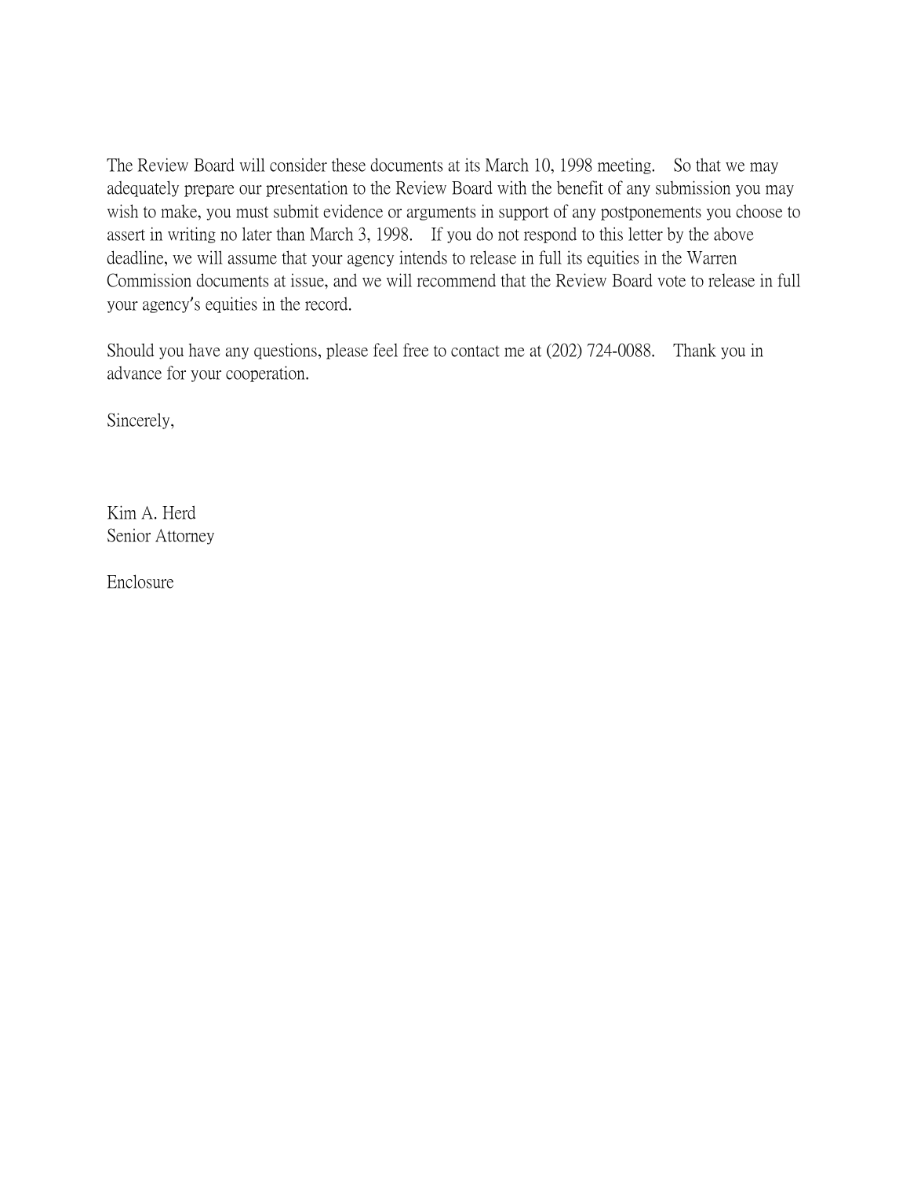The Review Board will consider these documents at its March 10, 1998 meeting. So that we may adequately prepare our presentation to the Review Board with the benefit of any submission you may wish to make, you must submit evidence or arguments in support of any postponements you choose to assert in writing no later than March 3, 1998. If you do not respond to this letter by the above deadline, we will assume that your agency intends to release in full its equities in the Warren Commission documents at issue, and we will recommend that the Review Board vote to release in full your agency's equities in the record.

Should you have any questions, please feel free to contact me at (202) 724-0088. Thank you in advance for your cooperation.

Sincerely,

Kim A. Herd
Senior Attorney

Enclosure